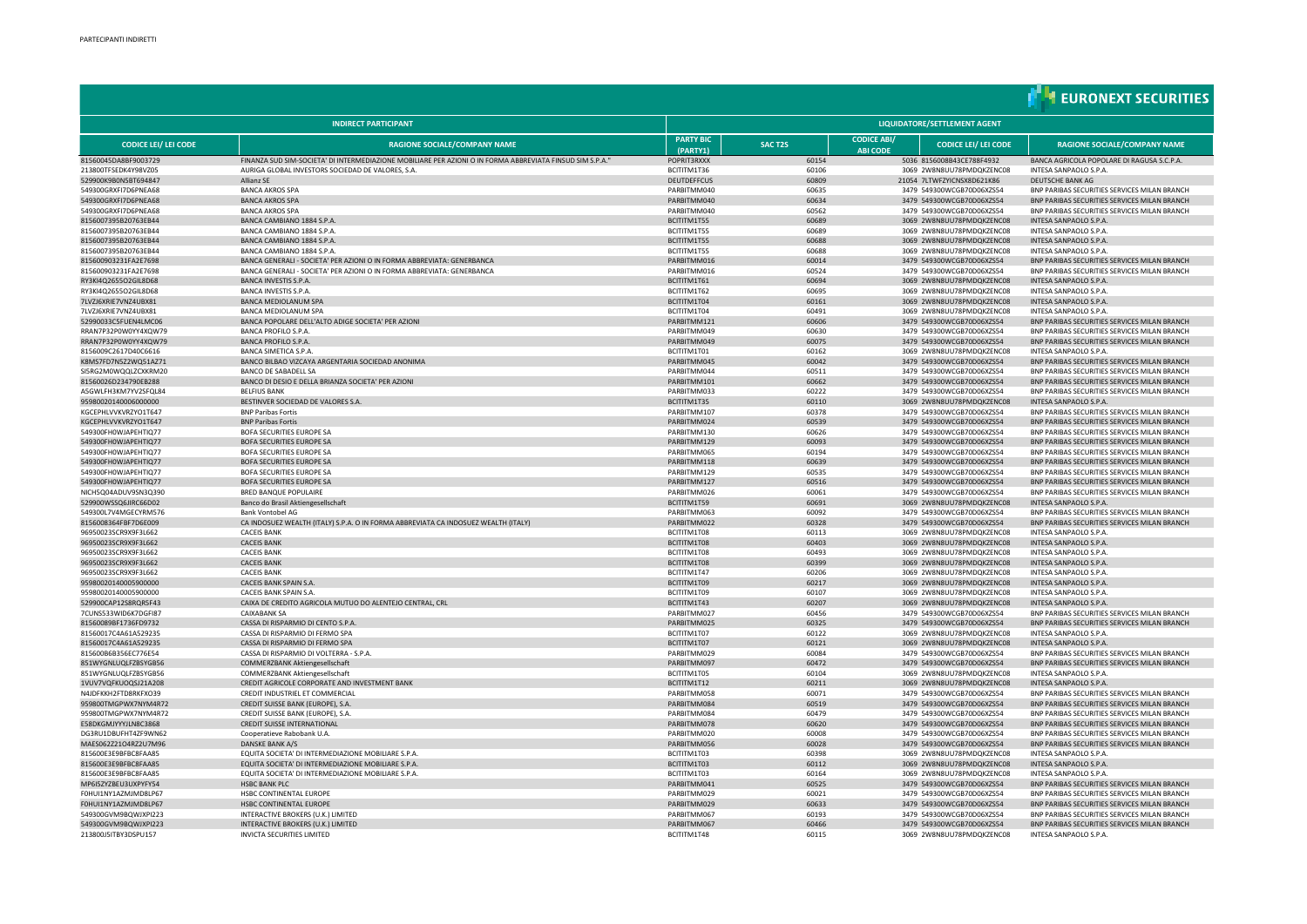PARTECIPANTI INDIRETTI

EURONEXT SECURITIES

| INDIRECT PARTICIPANT | | LIQUIDATORE/SETTLEMENT AGENT | | | | |
|---|---|---|---|---|---|---|
| CODICE LEI/ LEI CODE | RAGIONE SOCIALE/COMPANY NAME | PARTY BIC (PARTY1) | SAC T2S | CODICE ABI/ ABI CODE | CODICE LEI/ LEI CODE | RAGIONE SOCIALE/COMPANY NAME |
| 81560045DA8BF9003729 | FINANZA SUD SIM-SOCIETA' DI INTERMEDIAZIONE MOBILIARE PER AZIONI O IN FORMA ABBREVIATA FINSUD SIM S.P.A." | POPRIT3RXXX | 60154 | 5036 | 8156008B43CE788F4932 | BANCA AGRICOLA POPOLARE DI RAGUSA S.C.P.A. |
| 213800TFSEDK4Y98VZ05 | AURIGA GLOBAL INVESTORS SOCIEDAD DE VALORES, S.A. | BCITITM1T36 | 60106 | 3069 | 2W8N8UU78PMDQKZENC08 | INTESA SANPAOLO S.P.A. |
| 529900K9B0N5BT694847 | Allianz SE | DEUTDEFFCUS | 60809 | 21054 | 7LTWFZYICNSX8D621K86 | DEUTSCHE BANK AG |
| 549300GRXFI7D6PNEA68 | BANCA AKROS SPA | PARBITMM040 | 60635 | 3479 | 549300WCGB70D06XZS54 | BNP PARIBAS SECURITIES SERVICES MILAN BRANCH |
| 549300GRXFI7D6PNEA68 | BANCA AKROS SPA | PARBITMM040 | 60634 | 3479 | 549300WCGB70D06XZS54 | BNP PARIBAS SECURITIES SERVICES MILAN BRANCH |
| 549300GRXFI7D6PNEA68 | BANCA AKROS SPA | PARBITMM040 | 60562 | 3479 | 549300WCGB70D06XZS54 | BNP PARIBAS SECURITIES SERVICES MILAN BRANCH |
| 8156007395B20763EB44 | BANCA CAMBIANO 1884 S.P.A. | BCITITM1T55 | 60689 | 3069 | 2W8N8UU78PMDQKZENC08 | INTESA SANPAOLO S.P.A. |
| 8156007395B20763EB44 | BANCA CAMBIANO 1884 S.P.A. | BCITITM1T55 | 60689 | 3069 | 2W8N8UU78PMDQKZENC08 | INTESA SANPAOLO S.P.A. |
| 8156007395B20763EB44 | BANCA CAMBIANO 1884 S.P.A. | BCITITM1T55 | 60688 | 3069 | 2W8N8UU78PMDQKZENC08 | INTESA SANPAOLO S.P.A. |
| 8156007395B20763EB44 | BANCA CAMBIANO 1884 S.P.A. | BCITITM1T55 | 60688 | 3069 | 2W8N8UU78PMDQKZENC08 | INTESA SANPAOLO S.P.A. |
| 815600903231FA2E7698 | BANCA GENERALI - SOCIETA' PER AZIONI O IN FORMA ABBREVIATA: GENERBANCA | PARBITMM016 | 60014 | 3479 | 549300WCGB70D06XZS54 | BNP PARIBAS SECURITIES SERVICES MILAN BRANCH |
| 815600903231FA2E7698 | BANCA GENERALI - SOCIETA' PER AZIONI O IN FORMA ABBREVIATA: GENERBANCA | PARBITMM016 | 60524 | 3479 | 549300WCGB70D06XZS54 | BNP PARIBAS SECURITIES SERVICES MILAN BRANCH |
| RY3KI4Q265SO2GIL8D68 | BANCA INVESTIS S.P.A. | BCITITM1T61 | 60694 | 3069 | 2W8N8UU78PMDQKZENC08 | INTESA SANPAOLO S.P.A. |
| RY3KI4Q265SO2GIL8D68 | BANCA INVESTIS S.P.A. | BCITITM1T62 | 60695 | 3069 | 2W8N8UU78PMDQKZENC08 | INTESA SANPAOLO S.P.A. |
| 7LVZJ6XRIE7VNZ4UBX81 | BANCA MEDIOLANUM SPA | BCITITM1T04 | 60161 | 3069 | 2W8N8UU78PMDQKZENC08 | INTESA SANPAOLO S.P.A. |
| 7LVZJ6XRIE7VNZ4UBX81 | BANCA MEDIOLANUM SPA | BCITITM1T04 | 60491 | 3069 | 2W8N8UU78PMDQKZENC08 | INTESA SANPAOLO S.P.A. |
| 52990033C5FUEN4LMC06 | BANCA POPOLARE DELL'ALTO ADIGE SOCIETA' PER AZIONI | PARBITMM121 | 60606 | 3479 | 549300WCGB70D06XZS54 | BNP PARIBAS SECURITIES SERVICES MILAN BRANCH |
| RRAN7P32P0W0YY4XQW79 | BANCA PROFILO S.P.A. | PARBITMM049 | 60630 | 3479 | 549300WCGB70D06XZS54 | BNP PARIBAS SECURITIES SERVICES MILAN BRANCH |
| RRAN7P32P0W0YY4XQW79 | BANCA PROFILO S.P.A. | PARBITMM049 | 60075 | 3479 | 549300WCGB70D06XZS54 | BNP PARIBAS SECURITIES SERVICES MILAN BRANCH |
| 8156009C2617D40C6616 | BANCA SIMETICA S.P.A. | BCITITM1T01 | 60162 | 3069 | 2W8N8UU78PMDQKZENC08 | INTESA SANPAOLO S.P.A. |
| K8MS7FD7N5Z2WQ51AZ71 | BANCO BILBAO VIZCAYA ARGENTARIA SOCIEDAD ANONIMA | PARBITMM045 | 60042 | 3479 | 549300WCGB70D06XZS54 | BNP PARIBAS SECURITIES SERVICES MILAN BRANCH |
| SI5RG2M0WQQLZCXKRM20 | BANCO DE SABADELL SA | PARBITMM044 | 60511 | 3479 | 549300WCGB70D06XZS54 | BNP PARIBAS SECURITIES SERVICES MILAN BRANCH |
| 81560026D234790EB288 | BANCO DI DESIO E DELLA BRIANZA SOCIETA' PER AZIONI | PARBITMM101 | 60662 | 3479 | 549300WCGB70D06XZS54 | BNP PARIBAS SECURITIES SERVICES MILAN BRANCH |
| A5GWLFH3KM7YV2SFQL84 | BELFIUS BANK | PARBITMM033 | 60222 | 3479 | 549300WCGB70D06XZS54 | BNP PARIBAS SECURITIES SERVICES MILAN BRANCH |
| 95980020140006000000 | BESTINVER SOCIEDAD DE VALORES S.A. | BCITITM1T35 | 60110 | 3069 | 2W8N8UU78PMDQKZENC08 | INTESA SANPAOLO S.P.A. |
| KGCEPHLVVKVRZYO1T647 | BNP Paribas Fortis | PARBITMM107 | 60378 | 3479 | 549300WCGB70D06XZS54 | BNP PARIBAS SECURITIES SERVICES MILAN BRANCH |
| KGCEPHLVVKVRZYO1T647 | BNP Paribas Fortis | PARBITMM024 | 60539 | 3479 | 549300WCGB70D06XZS54 | BNP PARIBAS SECURITIES SERVICES MILAN BRANCH |
| 549300FH0WJAPEHTIQ77 | BOFA SECURITIES EUROPE SA | PARBITMM130 | 60626 | 3479 | 549300WCGB70D06XZS54 | BNP PARIBAS SECURITIES SERVICES MILAN BRANCH |
| 549300FH0WJAPEHTIQ77 | BOFA SECURITIES EUROPE SA | PARBITMM129 | 60093 | 3479 | 549300WCGB70D06XZS54 | BNP PARIBAS SECURITIES SERVICES MILAN BRANCH |
| 549300FH0WJAPEHTIQ77 | BOFA SECURITIES EUROPE SA | PARBITMM065 | 60194 | 3479 | 549300WCGB70D06XZS54 | BNP PARIBAS SECURITIES SERVICES MILAN BRANCH |
| 549300FH0WJAPEHTIQ77 | BOFA SECURITIES EUROPE SA | PARBITMM118 | 60639 | 3479 | 549300WCGB70D06XZS54 | BNP PARIBAS SECURITIES SERVICES MILAN BRANCH |
| 549300FH0WJAPEHTIQ77 | BOFA SECURITIES EUROPE SA | PARBITMM129 | 60535 | 3479 | 549300WCGB70D06XZS54 | BNP PARIBAS SECURITIES SERVICES MILAN BRANCH |
| 549300FH0WJAPEHTIQ77 | BOFA SECURITIES EUROPE SA | PARBITMM127 | 60516 | 3479 | 549300WCGB70D06XZS54 | BNP PARIBAS SECURITIES SERVICES MILAN BRANCH |
| NICH5Q04ADUV9SN3Q390 | BRED BANQUE POPULAIRE | PARBITMM026 | 60061 | 3479 | 549300WCGB70D06XZS54 | BNP PARIBAS SECURITIES SERVICES MILAN BRANCH |
| 529900WSSQ6JIRC66D02 | Banco do Brasil Aktiengesellschaft | BCITITM1T59 | 60691 | 3069 | 2W8N8UU78PMDQKZENC08 | INTESA SANPAOLO S.P.A. |
| 549300L7V4MGECYRM576 | Bank Vontobel AG | PARBITMM063 | 60092 | 3479 | 549300WCGB70D06XZS54 | BNP PARIBAS SECURITIES SERVICES MILAN BRANCH |
| 8156008364FBF7D6E009 | CA INDOSUEZ WEALTH (ITALY) S.P.A. O IN FORMA ABBREVIATA CA INDOSUEZ WEALTH (ITALY) | PARBITMM022 | 60328 | 3479 | 549300WCGB70D06XZS54 | BNP PARIBAS SECURITIES SERVICES MILAN BRANCH |
| 96950023SCR9X9F3L662 | CACEIS BANK | BCITITM1T08 | 60113 | 3069 | 2W8N8UU78PMDQKZENC08 | INTESA SANPAOLO S.P.A. |
| 96950023SCR9X9F3L662 | CACEIS BANK | BCITITM1T08 | 60403 | 3069 | 2W8N8UU78PMDQKZENC08 | INTESA SANPAOLO S.P.A. |
| 96950023SCR9X9F3L662 | CACEIS BANK | BCITITM1T08 | 60493 | 3069 | 2W8N8UU78PMDQKZENC08 | INTESA SANPAOLO S.P.A. |
| 96950023SCR9X9F3L662 | CACEIS BANK | BCITITM1T08 | 60399 | 3069 | 2W8N8UU78PMDQKZENC08 | INTESA SANPAOLO S.P.A. |
| 96950023SCR9X9F3L662 | CACEIS BANK | BCITITM1T47 | 60206 | 3069 | 2W8N8UU78PMDQKZENC08 | INTESA SANPAOLO S.P.A. |
| 95980020140005900000 | CACEIS BANK SPAIN S.A. | BCITITM1T09 | 60217 | 3069 | 2W8N8UU78PMDQKZENC08 | INTESA SANPAOLO S.P.A. |
| 95980020140005900000 | CACEIS BANK SPAIN S.A. | BCITITM1T09 | 60107 | 3069 | 2W8N8UU78PMDQKZENC08 | INTESA SANPAOLO S.P.A. |
| 529900CAP12S8RQR5F43 | CAIXA DE CREDITO AGRICOLA MUTUO DO ALENTEJO CENTRAL, CRL | BCITITM1T43 | 60207 | 3069 | 2W8N8UU78PMDQKZENC08 | INTESA SANPAOLO S.P.A. |
| 7CUNS533WID6K7DGFI87 | CAIXABANK SA | PARBITMM027 | 60456 | 3479 | 549300WCGB70D06XZS54 | BNP PARIBAS SECURITIES SERVICES MILAN BRANCH |
| 81560089BF1736FD9732 | CASSA DI RISPARMIO DI CENTO S.P.A. | PARBITMM025 | 60325 | 3479 | 549300WCGB70D06XZS54 | BNP PARIBAS SECURITIES SERVICES MILAN BRANCH |
| 81560017C4A61A529235 | CASSA DI RISPARMIO DI FERMO SPA | BCITITM1T07 | 60122 | 3069 | 2W8N8UU78PMDQKZENC08 | INTESA SANPAOLO S.P.A. |
| 81560017C4A61A529235 | CASSA DI RISPARMIO DI FERMO SPA | BCITITM1T07 | 60121 | 3069 | 2W8N8UU78PMDQKZENC08 | INTESA SANPAOLO S.P.A. |
| 815600B6B356EC776E54 | CASSA DI RISPARMIO DI VOLTERRA - S.P.A. | PARBITMM029 | 60084 | 3479 | 549300WCGB70D06XZS54 | BNP PARIBAS SECURITIES SERVICES MILAN BRANCH |
| 851WYGNLUQLFZBSYGB56 | COMMERZBANK Aktiengesellschaft | PARBITMM097 | 60472 | 3479 | 549300WCGB70D06XZS54 | BNP PARIBAS SECURITIES SERVICES MILAN BRANCH |
| 851WYGNLUQLFZBSYGB56 | COMMERZBANK Aktiengesellschaft | BCITITM1T05 | 60104 | 3069 | 2W8N8UU78PMDQKZENC08 | INTESA SANPAOLO S.P.A. |
| 1VUV7VQFKUOQSJ21A208 | CREDIT AGRICOLE CORPORATE AND INVESTMENT BANK | BCITITM1T12 | 60211 | 3069 | 2W8N8UU78PMDQKZENC08 | INTESA SANPAOLO S.P.A. |
| N4JDFKKH2FTD8RKFXO39 | CREDIT INDUSTRIEL ET COMMERCIAL | PARBITMM058 | 60071 | 3479 | 549300WCGB70D06XZS54 | BNP PARIBAS SECURITIES SERVICES MILAN BRANCH |
| 959800TMGPWX7NYM4R72 | CREDIT SUISSE BANK (EUROPE), S.A. | PARBITMM084 | 60519 | 3479 | 549300WCGB70D06XZS54 | BNP PARIBAS SECURITIES SERVICES MILAN BRANCH |
| 959800TMGPWX7NYM4R72 | CREDIT SUISSE BANK (EUROPE), S.A. | PARBITMM084 | 60479 | 3479 | 549300WCGB70D06XZS54 | BNP PARIBAS SECURITIES SERVICES MILAN BRANCH |
| E58DKGMJYYYJLN8C3868 | CREDIT SUISSE INTERNATIONAL | PARBITMM078 | 60620 | 3479 | 549300WCGB70D06XZS54 | BNP PARIBAS SECURITIES SERVICES MILAN BRANCH |
| DG3RU1DBUFHT4ZF9WN62 | Cooperatieve Rabobank U.A. | PARBITMM020 | 60008 | 3479 | 549300WCGB70D06XZS54 | BNP PARIBAS SECURITIES SERVICES MILAN BRANCH |
| MAES062Z21O4RZ2U7M96 | DANSKE BANK A/S | PARBITMM056 | 60028 | 3479 | 549300WCGB70D06XZS54 | BNP PARIBAS SECURITIES SERVICES MILAN BRANCH |
| 815600E3E9BFBC8FAA85 | EQUITA SOCIETA' DI INTERMEDIAZIONE MOBILIARE S.P.A. | BCITITM1T03 | 60398 | 3069 | 2W8N8UU78PMDQKZENC08 | INTESA SANPAOLO S.P.A. |
| 815600E3E9BFBC8FAA85 | EQUITA SOCIETA' DI INTERMEDIAZIONE MOBILIARE S.P.A. | BCITITM1T03 | 60112 | 3069 | 2W8N8UU78PMDQKZENC08 | INTESA SANPAOLO S.P.A. |
| 815600E3E9BFBC8FAA85 | EQUITA SOCIETA' DI INTERMEDIAZIONE MOBILIARE S.P.A. | BCITITM1T03 | 60164 | 3069 | 2W8N8UU78PMDQKZENC08 | INTESA SANPAOLO S.P.A. |
| MP6I5ZYZBEU3UXPYFY54 | HSBC BANK PLC | PARBITMM041 | 60525 | 3479 | 549300WCGB70D06XZS54 | BNP PARIBAS SECURITIES SERVICES MILAN BRANCH |
| F0HUI1NY1AZMJMD8LP67 | HSBC CONTINENTAL EUROPE | PARBITMM029 | 60021 | 3479 | 549300WCGB70D06XZS54 | BNP PARIBAS SECURITIES SERVICES MILAN BRANCH |
| F0HUI1NY1AZMJMD8LP67 | HSBC CONTINENTAL EUROPE | PARBITMM029 | 60633 | 3479 | 549300WCGB70D06XZS54 | BNP PARIBAS SECURITIES SERVICES MILAN BRANCH |
| 549300GVM9BQWJXPI223 | INTERACTIVE BROKERS (U.K.) LIMITED | PARBITMM067 | 60193 | 3479 | 549300WCGB70D06XZS54 | BNP PARIBAS SECURITIES SERVICES MILAN BRANCH |
| 549300GVM9BQWJXPI223 | INTERACTIVE BROKERS (U.K.) LIMITED | PARBITMM067 | 60466 | 3479 | 549300WCGB70D06XZS54 | BNP PARIBAS SECURITIES SERVICES MILAN BRANCH |
| 213800J5ITBY3DSPU157 | INVICTA SECURITIES LIMITED | BCITITM1T48 | 60115 | 3069 | 2W8N8UU78PMDQKZENC08 | INTESA SANPAOLO S.P.A. |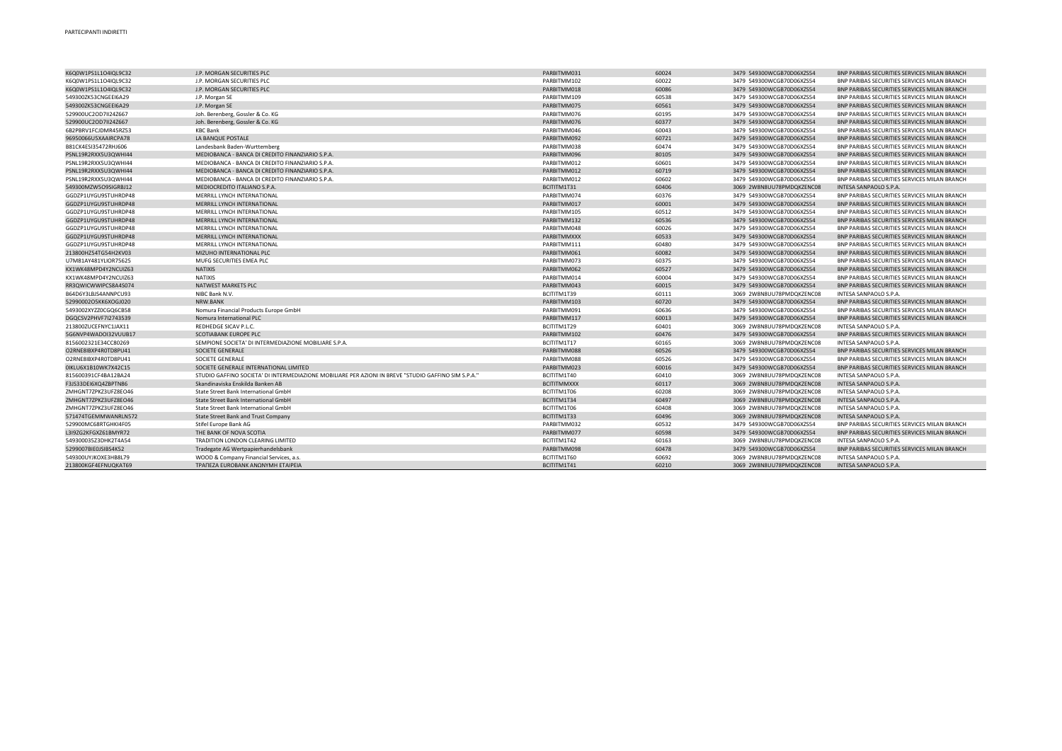PARTECIPANTI INDIRETTI

| | | | | | |
|---|---|---|---|---|---|
| K6Q0W1PS1L1O4IQL9C32 | J.P. MORGAN SECURITIES PLC | PARBITMM031 | 60024 | 3479 549300WCGB70D06XZS54 | BNP PARIBAS SECURITIES SERVICES MILAN BRANCH |
| K6Q0W1PS1L1O4IQL9C32 | J.P. MORGAN SECURITIES PLC | PARBITMM102 | 60022 | 3479 549300WCGB70D06XZS54 | BNP PARIBAS SECURITIES SERVICES MILAN BRANCH |
| K6Q0W1PS1L1O4IQL9C32 | J.P. MORGAN SECURITIES PLC | PARBITMM018 | 60086 | 3479 549300WCGB70D06XZS54 | BNP PARIBAS SECURITIES SERVICES MILAN BRANCH |
| 549300ZK53CNGEEI6A29 | J.P. Morgan SE | PARBITMM109 | 60538 | 3479 549300WCGB70D06XZS54 | BNP PARIBAS SECURITIES SERVICES MILAN BRANCH |
| 549300ZK53CNGEEI6A29 | J.P. Morgan SE | PARBITMM075 | 60561 | 3479 549300WCGB70D06XZS54 | BNP PARIBAS SECURITIES SERVICES MILAN BRANCH |
| 529900UC2OD7II24Z667 | Joh. Berenberg, Gossler & Co. KG | PARBITMM076 | 60195 | 3479 549300WCGB70D06XZS54 | BNP PARIBAS SECURITIES SERVICES MILAN BRANCH |
| 529900UC2OD7II24Z667 | Joh. Berenberg, Gossler & Co. KG | PARBITMM076 | 60377 | 3479 549300WCGB70D06XZS54 | BNP PARIBAS SECURITIES SERVICES MILAN BRANCH |
| 6B2PBRV1FCJDMR45RZ53 | KBC Bank | PARBITMM046 | 60043 | 3479 549300WCGB70D06XZS54 | BNP PARIBAS SECURITIES SERVICES MILAN BRANCH |
| 96950066U5XAAIRCPA78 | LA BANQUE POSTALE | PARBITMM092 | 60721 | 3479 549300WCGB70D06XZS54 | BNP PARIBAS SECURITIES SERVICES MILAN BRANCH |
| B81CK4ESI35472RHJ606 | Landesbank Baden-Wurttemberg | PARBITMM038 | 60474 | 3479 549300WCGB70D06XZS54 | BNP PARIBAS SECURITIES SERVICES MILAN BRANCH |
| PSNL19R2RXX5U3QWHI44 | MEDIOBANCA - BANCA DI CREDITO FINANZIARIO S.P.A. | PARBITMM096 | 80105 | 3479 549300WCGB70D06XZS54 | BNP PARIBAS SECURITIES SERVICES MILAN BRANCH |
| PSNL19R2RXX5U3QWHI44 | MEDIOBANCA - BANCA DI CREDITO FINANZIARIO S.P.A. | PARBITMM012 | 60601 | 3479 549300WCGB70D06XZS54 | BNP PARIBAS SECURITIES SERVICES MILAN BRANCH |
| PSNL19R2RXX5U3QWHI44 | MEDIOBANCA - BANCA DI CREDITO FINANZIARIO S.P.A. | PARBITMM012 | 60719 | 3479 549300WCGB70D06XZS54 | BNP PARIBAS SECURITIES SERVICES MILAN BRANCH |
| PSNL19R2RXX5U3QWHI44 | MEDIOBANCA - BANCA DI CREDITO FINANZIARIO S.P.A. | PARBITMM012 | 60602 | 3479 549300WCGB70D06XZS54 | BNP PARIBAS SECURITIES SERVICES MILAN BRANCH |
| 549300MZWSO9SIGRBJ12 | MEDIOCREDITO ITALIANO S.P.A. | BCITITM1T31 | 60406 | 3069 2W8N8UU78PMDQKZENC08 | INTESA SANPAOLO S.P.A. |
| GGDZP1UYGU9STUHRDP48 | MERRILL LYNCH INTERNATIONAL | PARBITMM074 | 60376 | 3479 549300WCGB70D06XZS54 | BNP PARIBAS SECURITIES SERVICES MILAN BRANCH |
| GGDZP1UYGU9STUHRDP48 | MERRILL LYNCH INTERNATIONAL | PARBITMM017 | 60001 | 3479 549300WCGB70D06XZS54 | BNP PARIBAS SECURITIES SERVICES MILAN BRANCH |
| GGDZP1UYGU9STUHRDP48 | MERRILL LYNCH INTERNATIONAL | PARBITMM105 | 60512 | 3479 549300WCGB70D06XZS54 | BNP PARIBAS SECURITIES SERVICES MILAN BRANCH |
| GGDZP1UYGU9STUHRDP48 | MERRILL LYNCH INTERNATIONAL | PARBITMM132 | 60536 | 3479 549300WCGB70D06XZS54 | BNP PARIBAS SECURITIES SERVICES MILAN BRANCH |
| GGDZP1UYGU9STUHRDP48 | MERRILL LYNCH INTERNATIONAL | PARBITMM048 | 60026 | 3479 549300WCGB70D06XZS54 | BNP PARIBAS SECURITIES SERVICES MILAN BRANCH |
| GGDZP1UYGU9STUHRDP48 | MERRILL LYNCH INTERNATIONAL | PARBITMMXXX | 60533 | 3479 549300WCGB70D06XZS54 | BNP PARIBAS SECURITIES SERVICES MILAN BRANCH |
| GGDZP1UYGU9STUHRDP48 | MERRILL LYNCH INTERNATIONAL | PARBITMM111 | 60480 | 3479 549300WCGB70D06XZS54 | BNP PARIBAS SECURITIES SERVICES MILAN BRANCH |
| 213800HZ54TG54H2KV03 | MIZUHO INTERNATIONAL PLC | PARBITMM061 | 60082 | 3479 549300WCGB70D06XZS54 | BNP PARIBAS SECURITIES SERVICES MILAN BRANCH |
| U7M81AY481YLIOR75625 | MUFG SECURITIES EMEA PLC | PARBITMM073 | 60375 | 3479 549300WCGB70D06XZS54 | BNP PARIBAS SECURITIES SERVICES MILAN BRANCH |
| KX1WK48MPD4Y2NCUIZ63 | NATIXIS | PARBITMM062 | 60527 | 3479 549300WCGB70D06XZS54 | BNP PARIBAS SECURITIES SERVICES MILAN BRANCH |
| KX1WK48MPD4Y2NCUIZ63 | NATIXIS | PARBITMM014 | 60004 | 3479 549300WCGB70D06XZS54 | BNP PARIBAS SECURITIES SERVICES MILAN BRANCH |
| RR3QWICWWIPCS8A4S074 | NATWEST MARKETS PLC | PARBITMM043 | 60015 | 3479 549300WCGB70D06XZS54 | BNP PARIBAS SECURITIES SERVICES MILAN BRANCH |
| B64D6Y3LBJS4ANNPCU93 | NIBC Bank N.V. | BCITITM1T39 | 60111 | 3069 2W8N8UU78PMDQKZENC08 | INTESA SANPAOLO S.P.A. |
| 52990002O5KK6XOGJ020 | NRW.BANK | PARBITMM103 | 60720 | 3479 549300WCGB70D06XZS54 | BNP PARIBAS SECURITIES SERVICES MILAN BRANCH |
| 5493002XYZZ0CGQ6CBS8 | Nomura Financial Products Europe GmbH | PARBITMM091 | 60636 | 3479 549300WCGB70D06XZS54 | BNP PARIBAS SECURITIES SERVICES MILAN BRANCH |
| DGQCSV2PHVF7I2743539 | Nomura International PLC | PARBITMM117 | 60013 | 3479 549300WCGB70D06XZS54 | BNP PARIBAS SECURITIES SERVICES MILAN BRANCH |
| 213800ZUCEFNYC1JAX11 | REDHEDGE SICAV P.L.C. | BCITITM1T29 | 60401 | 3069 2W8N8UU78PMDQKZENC08 | INTESA SANPAOLO S.P.A. |
| 5G6NVP4WADOI32VUUB17 | SCOTIABANK EUROPE PLC | PARBITMM102 | 60476 | 3479 549300WCGB70D06XZS54 | BNP PARIBAS SECURITIES SERVICES MILAN BRANCH |
| 8156002321E34CC80269 | SEMPIONE SOCIETA' DI INTERMEDIAZIONE MOBILIARE S.P.A. | BCITITM1T17 | 60165 | 3069 2W8N8UU78PMDQKZENC08 | INTESA SANPAOLO S.P.A. |
| O2RNE8IBXP4R0TD8PU41 | SOCIETE GENERALE | PARBITMM088 | 60526 | 3479 549300WCGB70D06XZS54 | BNP PARIBAS SECURITIES SERVICES MILAN BRANCH |
| O2RNE8IBXP4R0TD8PU41 | SOCIETE GENERALE | PARBITMM088 | 60526 | 3479 549300WCGB70D06XZS54 | BNP PARIBAS SECURITIES SERVICES MILAN BRANCH |
| 0IKLU6X1B10WK7X42C15 | SOCIETE GENERALE INTERNATIONAL LIMITED | PARBITMM023 | 60016 | 3479 549300WCGB70D06XZS54 | BNP PARIBAS SECURITIES SERVICES MILAN BRANCH |
| 815600391CF4BA12BA24 | STUDIO GAFFINO SOCIETA' DI INTERMEDIAZIONE MOBILIARE PER AZIONI IN BREVE "STUDIO GAFFINO SIM S.P.A." | BCITITM1T40 | 60410 | 3069 2W8N8UU78PMDQKZENC08 | INTESA SANPAOLO S.P.A. |
| F3JS33DEI6XQ4ZBPTN86 | Skandinaviska Enskilda Banken AB | BCITITMMXXX | 60117 | 3069 2W8N8UU78PMDQKZENC08 | INTESA SANPAOLO S.P.A. |
| ZMHGNT7ZPKZ3UFZ8EO46 | State Street Bank International GmbH | BCITITM1T06 | 60208 | 3069 2W8N8UU78PMDQKZENC08 | INTESA SANPAOLO S.P.A. |
| ZMHGNT7ZPKZ3UFZ8EO46 | State Street Bank International GmbH | BCITITM1T34 | 60497 | 3069 2W8N8UU78PMDQKZENC08 | INTESA SANPAOLO S.P.A. |
| ZMHGNT7ZPKZ3UFZ8EO46 | State Street Bank International GmbH | BCITITM1T06 | 60408 | 3069 2W8N8UU78PMDQKZENC08 | INTESA SANPAOLO S.P.A. |
| 571474TGEMMWANRLN572 | State Street Bank and Trust Company | BCITITM1T33 | 60496 | 3069 2W8N8UU78PMDQKZENC08 | INTESA SANPAOLO S.P.A. |
| 529900MC68RTGHKI4F05 | Stifel Europe Bank AG | PARBITMM032 | 60532 | 3479 549300WCGB70D06XZS54 | BNP PARIBAS SECURITIES SERVICES MILAN BRANCH |
| L3I9ZG2KFGXZ61BMYR72 | THE BANK OF NOVA SCOTIA | PARBITMM077 | 60598 | 3479 549300WCGB70D06XZS54 | BNP PARIBAS SECURITIES SERVICES MILAN BRANCH |
| 549300035Z3DHK2T4A54 | TRADITION LONDON CLEARING LIMITED | BCITITM1T42 | 60163 | 3069 2W8N8UU78PMDQKZENC08 | INTESA SANPAOLO S.P.A. |
| 5299007BIE0JSIBS4K52 | Tradegate AG Wertpapierhandelsbank | PARBITMM098 | 60478 | 3479 549300WCGB70D06XZS54 | BNP PARIBAS SECURITIES SERVICES MILAN BRANCH |
| 549300UYJKOXE3HB8L79 | WOOD & Company Financial Services, a.s. | BCITITM1T60 | 60692 | 3069 2W8N8UU78PMDQKZENC08 | INTESA SANPAOLO S.P.A. |
| 213800KGF4EFNUQKAT69 | ΤΡΑΠΕΖΑ EUROBANK ΑΝΩΝΥΜΗ ΕΤΑΙΡΕΙΑ | BCITITM1T41 | 60210 | 3069 2W8N8UU78PMDQKZENC08 | INTESA SANPAOLO S.P.A. |